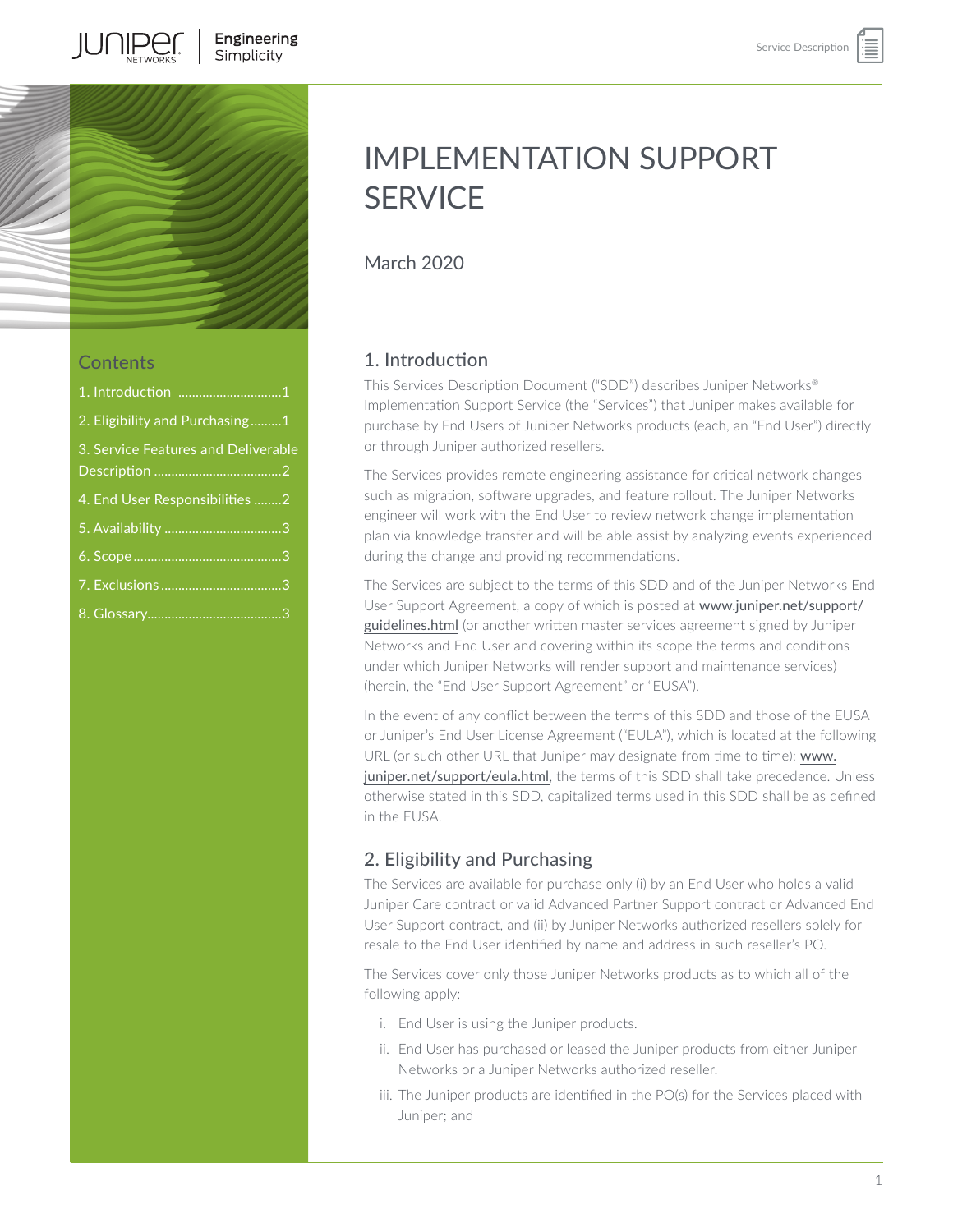# IMPLEMENTATION SUPPORT SERVICE

March 2020

## Contents

1. Introduction ..............................1
2. Eligibility and Purchasing.........1
3. Service Features and Deliverable Description ....................................2
4. End User Responsibilities ........2
5. Availability .................................3
6. Scope ...........................................3
7. Exclusions ..................................3
8. Glossary......................................3

## 1. Introduction

This Services Description Document ("SDD") describes Juniper Networks® Implementation Support Service (the "Services") that Juniper makes available for purchase by End Users of Juniper Networks products (each, an "End User") directly or through Juniper authorized resellers.

The Services provides remote engineering assistance for critical network changes such as migration, software upgrades, and feature rollout. The Juniper Networks engineer will work with the End User to review network change implementation plan via knowledge transfer and will be able assist by analyzing events experienced during the change and providing recommendations.

The Services are subject to the terms of this SDD and of the Juniper Networks End User Support Agreement, a copy of which is posted at www.juniper.net/support/guidelines.html (or another written master services agreement signed by Juniper Networks and End User and covering within its scope the terms and conditions under which Juniper Networks will render support and maintenance services) (herein, the "End User Support Agreement" or "EUSA").

In the event of any conflict between the terms of this SDD and those of the EUSA or Juniper's End User License Agreement ("EULA"), which is located at the following URL (or such other URL that Juniper may designate from time to time): www.juniper.net/support/eula.html, the terms of this SDD shall take precedence. Unless otherwise stated in this SDD, capitalized terms used in this SDD shall be as defined in the EUSA.

## 2. Eligibility and Purchasing

The Services are available for purchase only (i) by an End User who holds a valid Juniper Care contract or valid Advanced Partner Support contract or Advanced End User Support contract, and (ii) by Juniper Networks authorized resellers solely for resale to the End User identified by name and address in such reseller's PO.

The Services cover only those Juniper Networks products as to which all of the following apply:

i. End User is using the Juniper products.
ii. End User has purchased or leased the Juniper products from either Juniper Networks or a Juniper Networks authorized reseller.
iii. The Juniper products are identified in the PO(s) for the Services placed with Juniper; and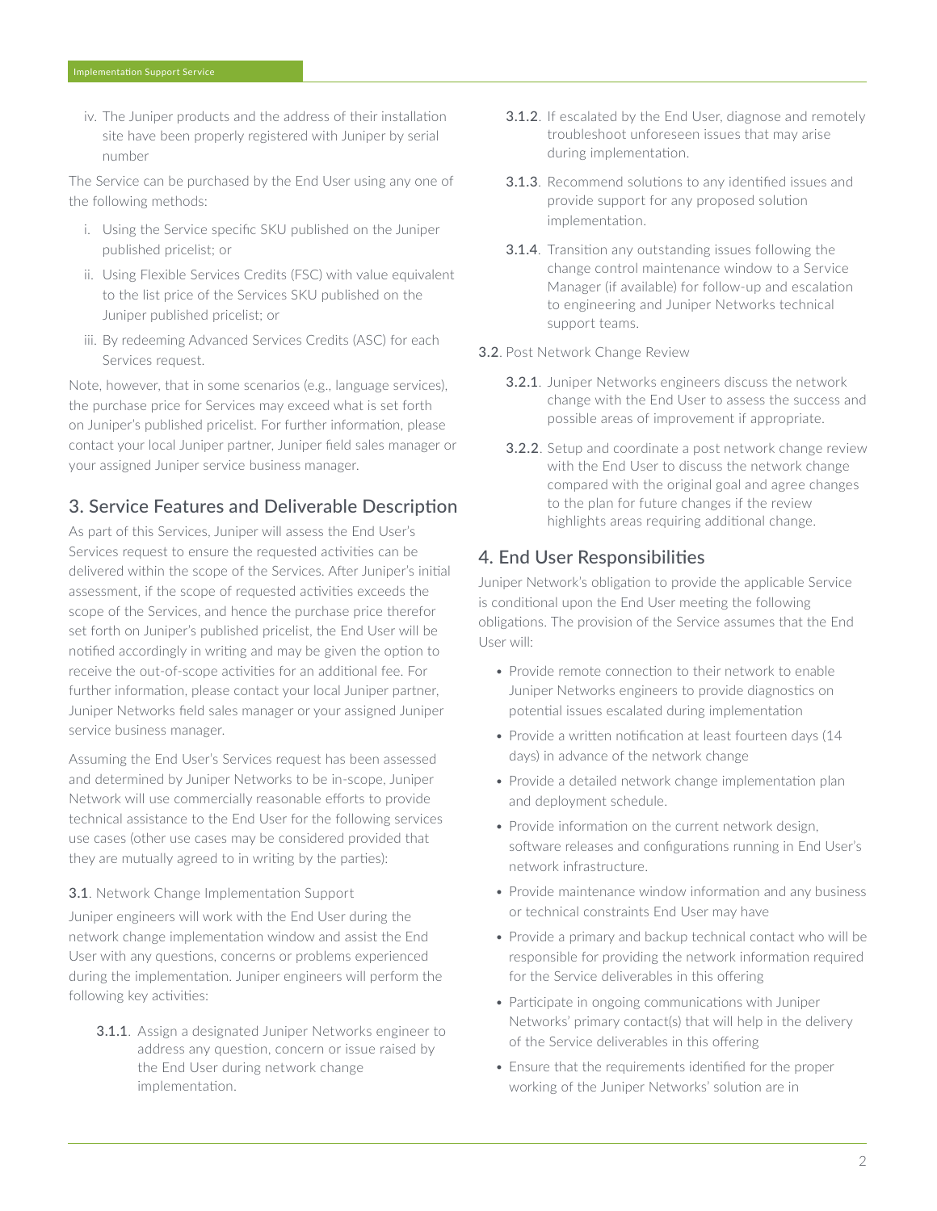iv. The Juniper products and the address of their installation site have been properly registered with Juniper by serial number

The Service can be purchased by the End User using any one of the following methods:

i. Using the Service specific SKU published on the Juniper published pricelist; or

ii. Using Flexible Services Credits (FSC) with value equivalent to the list price of the Services SKU published on the Juniper published pricelist; or

iii. By redeeming Advanced Services Credits (ASC) for each Services request.

Note, however, that in some scenarios (e.g., language services), the purchase price for Services may exceed what is set forth on Juniper's published pricelist. For further information, please contact your local Juniper partner, Juniper field sales manager or your assigned Juniper service business manager.

## 3. Service Features and Deliverable Description

As part of this Services, Juniper will assess the End User's Services request to ensure the requested activities can be delivered within the scope of the Services. After Juniper's initial assessment, if the scope of requested activities exceeds the scope of the Services, and hence the purchase price therefor set forth on Juniper's published pricelist, the End User will be notified accordingly in writing and may be given the option to receive the out-of-scope activities for an additional fee. For further information, please contact your local Juniper partner, Juniper Networks field sales manager or your assigned Juniper service business manager.

Assuming the End User's Services request has been assessed and determined by Juniper Networks to be in-scope, Juniper Network will use commercially reasonable efforts to provide technical assistance to the End User for the following services use cases (other use cases may be considered provided that they are mutually agreed to in writing by the parties):

**3.1**. Network Change Implementation Support

Juniper engineers will work with the End User during the network change implementation window and assist the End User with any questions, concerns or problems experienced during the implementation. Juniper engineers will perform the following key activities:

- **3.1.1**. Assign a designated Juniper Networks engineer to address any question, concern or issue raised by the End User during network change implementation.
- **3.1.2**. If escalated by the End User, diagnose and remotely troubleshoot unforeseen issues that may arise during implementation.
- **3.1.3**. Recommend solutions to any identified issues and provide support for any proposed solution implementation.
- **3.1.4**. Transition any outstanding issues following the change control maintenance window to a Service Manager (if available) for follow-up and escalation to engineering and Juniper Networks technical support teams.

**3.2**. Post Network Change Review

- **3.2.1**. Juniper Networks engineers discuss the network change with the End User to assess the success and possible areas of improvement if appropriate.
- **3.2.2**. Setup and coordinate a post network change review with the End User to discuss the network change compared with the original goal and agree changes to the plan for future changes if the review highlights areas requiring additional change.

## 4. End User Responsibilities

Juniper Network's obligation to provide the applicable Service is conditional upon the End User meeting the following obligations. The provision of the Service assumes that the End User will:

- Provide remote connection to their network to enable Juniper Networks engineers to provide diagnostics on potential issues escalated during implementation
- Provide a written notification at least fourteen days (14 days) in advance of the network change
- Provide a detailed network change implementation plan and deployment schedule.
- Provide information on the current network design, software releases and configurations running in End User's network infrastructure.
- Provide maintenance window information and any business or technical constraints End User may have
- Provide a primary and backup technical contact who will be responsible for providing the network information required for the Service deliverables in this offering
- Participate in ongoing communications with Juniper Networks' primary contact(s) that will help in the delivery of the Service deliverables in this offering
- Ensure that the requirements identified for the proper working of the Juniper Networks' solution are in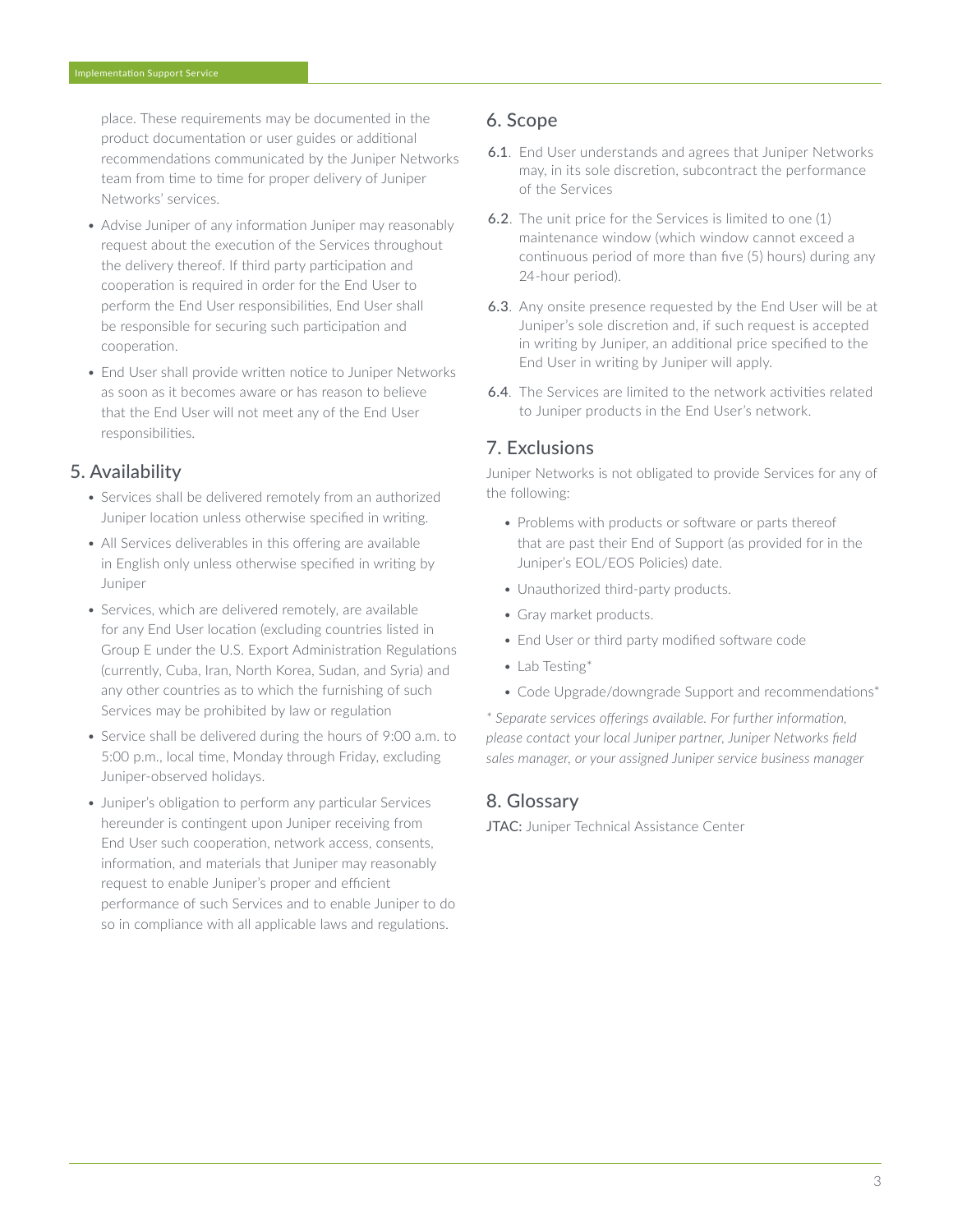place. These requirements may be documented in the product documentation or user guides or additional recommendations communicated by the Juniper Networks team from time to time for proper delivery of Juniper Networks' services.

- Advise Juniper of any information Juniper may reasonably request about the execution of the Services throughout the delivery thereof. If third party participation and cooperation is required in order for the End User to perform the End User responsibilities, End User shall be responsible for securing such participation and cooperation.
- End User shall provide written notice to Juniper Networks as soon as it becomes aware or has reason to believe that the End User will not meet any of the End User responsibilities.

## 5. Availability

- Services shall be delivered remotely from an authorized Juniper location unless otherwise specified in writing.
- All Services deliverables in this offering are available in English only unless otherwise specified in writing by Juniper
- Services, which are delivered remotely, are available for any End User location (excluding countries listed in Group E under the U.S. Export Administration Regulations (currently, Cuba, Iran, North Korea, Sudan, and Syria) and any other countries as to which the furnishing of such Services may be prohibited by law or regulation
- Service shall be delivered during the hours of 9:00 a.m. to 5:00 p.m., local time, Monday through Friday, excluding Juniper-observed holidays.
- Juniper's obligation to perform any particular Services hereunder is contingent upon Juniper receiving from End User such cooperation, network access, consents, information, and materials that Juniper may reasonably request to enable Juniper's proper and efficient performance of such Services and to enable Juniper to do so in compliance with all applicable laws and regulations.

## 6. Scope

**6.1**. End User understands and agrees that Juniper Networks may, in its sole discretion, subcontract the performance of the Services

**6.2**. The unit price for the Services is limited to one (1) maintenance window (which window cannot exceed a continuous period of more than five (5) hours) during any 24-hour period).

**6.3**. Any onsite presence requested by the End User will be at Juniper's sole discretion and, if such request is accepted in writing by Juniper, an additional price specified to the End User in writing by Juniper will apply.

**6.4**. The Services are limited to the network activities related to Juniper products in the End User's network.

## 7. Exclusions

Juniper Networks is not obligated to provide Services for any of the following:

- Problems with products or software or parts thereof that are past their End of Support (as provided for in the Juniper's EOL/EOS Policies) date.
- Unauthorized third-party products.
- Gray market products.
- End User or third party modified software code
- Lab Testing*
- Code Upgrade/downgrade Support and recommendations*

*\* Separate services offerings available. For further information, please contact your local Juniper partner, Juniper Networks field sales manager, or your assigned Juniper service business manager*

## 8. Glossary

**JTAC:** Juniper Technical Assistance Center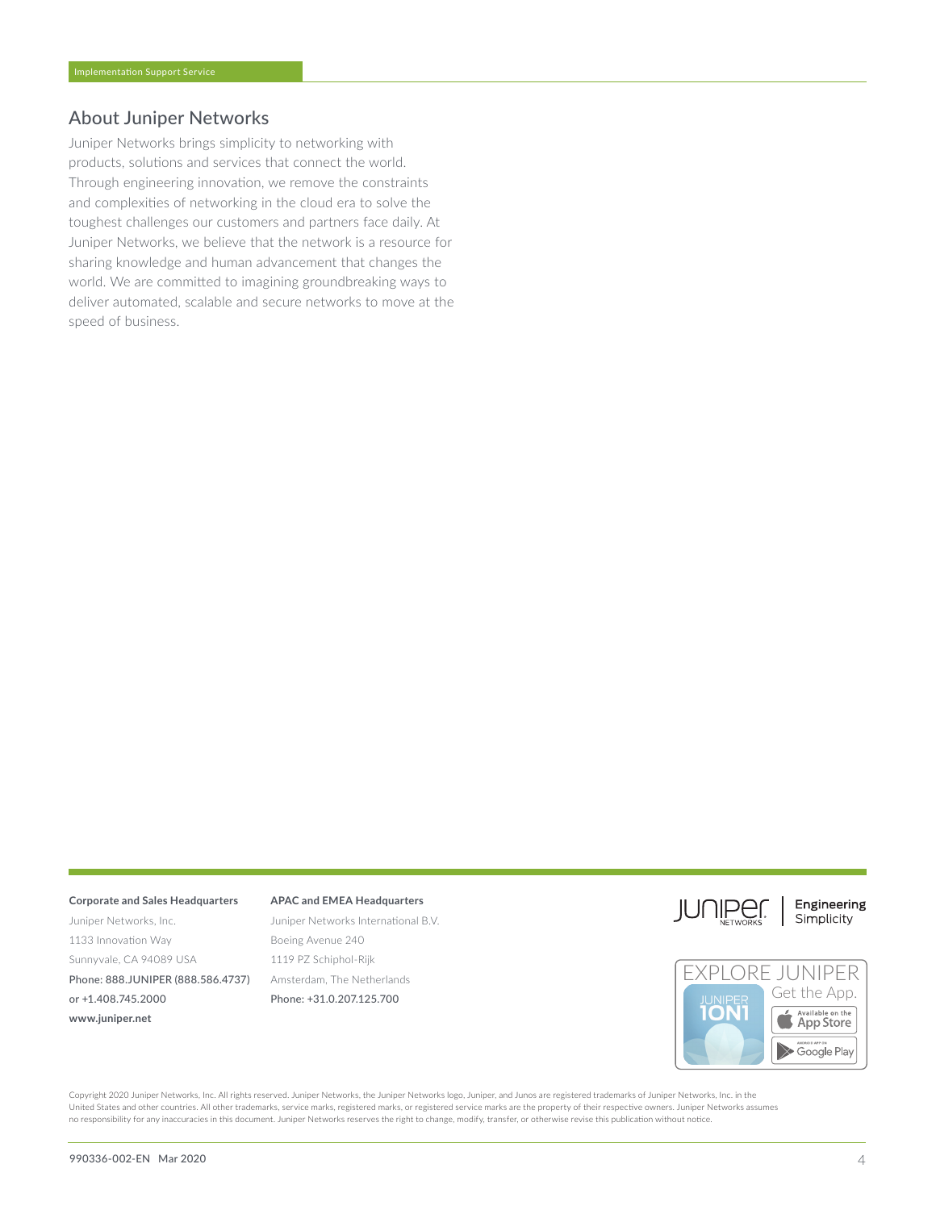## About Juniper Networks

Juniper Networks brings simplicity to networking with products, solutions and services that connect the world. Through engineering innovation, we remove the constraints and complexities of networking in the cloud era to solve the toughest challenges our customers and partners face daily. At Juniper Networks, we believe that the network is a resource for sharing knowledge and human advancement that changes the world. We are committed to imagining groundbreaking ways to deliver automated, scalable and secure networks to move at the speed of business.

**Corporate and Sales Headquarters**
Juniper Networks, Inc.
1133 Innovation Way
Sunnyvale, CA 94089 USA
Phone: 888.JUNIPER (888.586.4737)
or +1.408.745.2000
**www.juniper.net**

**APAC and EMEA Headquarters**
Juniper Networks International B.V.
Boeing Avenue 240
1119 PZ Schiphol-Rijk
Amsterdam, The Netherlands
Phone: +31.0.207.125.700

Engineering Simplicity

EXPLORE JUNIPER
Get the App.

Copyright 2020 Juniper Networks, Inc. All rights reserved. Juniper Networks, the Juniper Networks logo, Juniper, and Junos are registered trademarks of Juniper Networks, Inc. in the United States and other countries. All other trademarks, service marks, registered marks, or registered service marks are the property of their respective owners. Juniper Networks assumes no responsibility for any inaccuracies in this document. Juniper Networks reserves the right to change, modify, transfer, or otherwise revise this publication without notice.

990336-002-EN Mar 2020